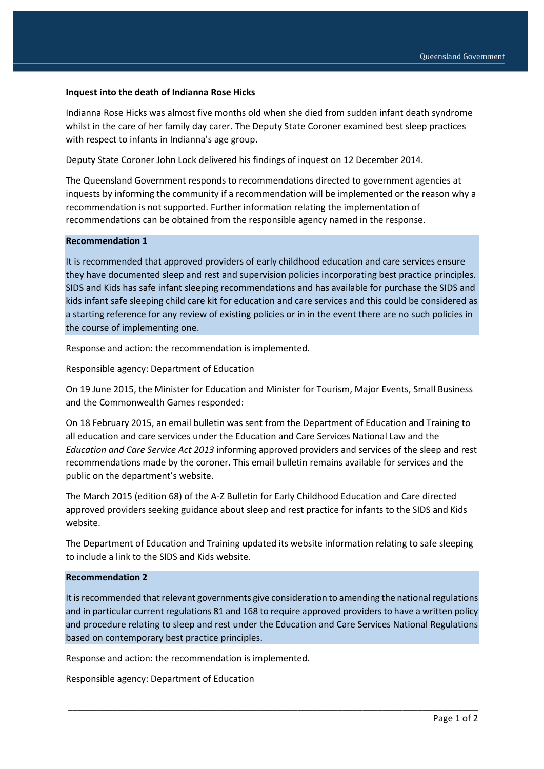**Inquest into the death of Indianna Rose Hicks**

Indianna Rose Hicks was almost five months old when she died from sudden infant death syndrome whilst in the care of her family day carer. The Deputy State Coroner examined best sleep practices with respect to infants in Indianna's age group.

Deputy State Coroner John Lock delivered his findings of inquest on 12 December 2014.

The Queensland Government responds to recommendations directed to government agencies at inquests by informing the community if a recommendation will be implemented or the reason why a recommendation is not supported. Further information relating the implementation of recommendations can be obtained from the responsible agency named in the response.

**Recommendation 1**

It is recommended that approved providers of early childhood education and care services ensure they have documented sleep and rest and supervision policies incorporating best practice principles. SIDS and Kids has safe infant sleeping recommendations and has available for purchase the SIDS and kids infant safe sleeping child care kit for education and care services and this could be considered as a starting reference for any review of existing policies or in in the event there are no such policies in the course of implementing one.

Response and action: the recommendation is implemented.

Responsible agency: Department of Education

On 19 June 2015, the Minister for Education and Minister for Tourism, Major Events, Small Business and the Commonwealth Games responded:

On 18 February 2015, an email bulletin was sent from the Department of Education and Training to all education and care services under the Education and Care Services National Law and the *Education and Care Service Act 2013* informing approved providers and services of the sleep and rest recommendations made by the coroner. This email bulletin remains available for services and the public on the department's website.

The March 2015 (edition 68) of the A-Z Bulletin for Early Childhood Education and Care directed approved providers seeking guidance about sleep and rest practice for infants to the SIDS and Kids website.

The Department of Education and Training updated its website information relating to safe sleeping to include a link to the SIDS and Kids website.

**Recommendation 2**

It is recommended that relevant governments give consideration to amending the national regulations and in particular current regulations 81 and 168 to require approved providers to have a written policy and procedure relating to sleep and rest under the Education and Care Services National Regulations based on contemporary best practice principles.

Response and action: the recommendation is implemented.

Responsible agency: Department of Education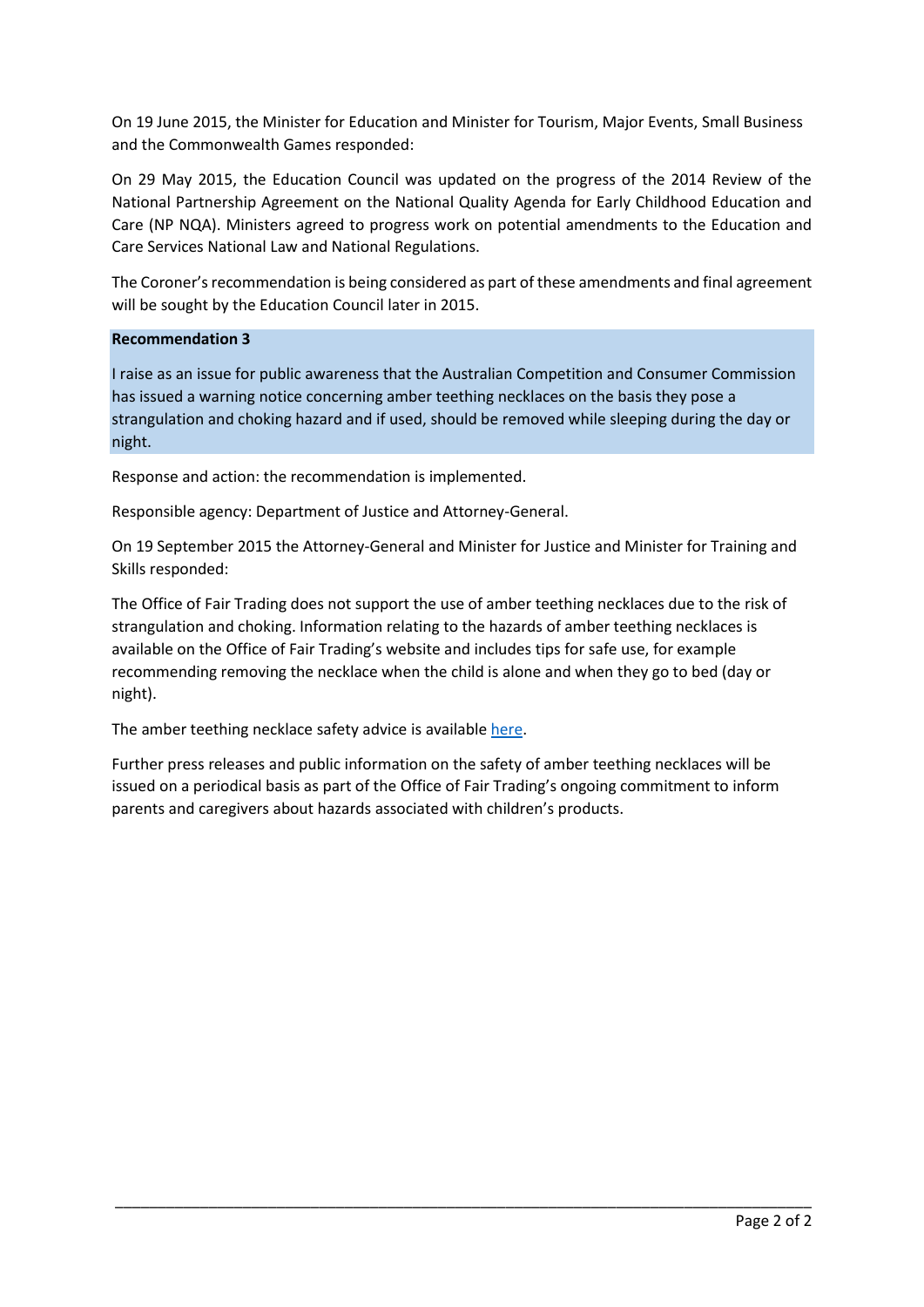On 19 June 2015, the Minister for Education and Minister for Tourism, Major Events, Small Business and the Commonwealth Games responded:

On 29 May 2015, the Education Council was updated on the progress of the 2014 Review of the National Partnership Agreement on the National Quality Agenda for Early Childhood Education and Care (NP NQA). Ministers agreed to progress work on potential amendments to the Education and Care Services National Law and National Regulations.

The Coroner's recommendation is being considered as part of these amendments and final agreement will be sought by the Education Council later in 2015.

**Recommendation 3**

I raise as an issue for public awareness that the Australian Competition and Consumer Commission has issued a warning notice concerning amber teething necklaces on the basis they pose a strangulation and choking hazard and if used, should be removed while sleeping during the day or night.

Response and action: the recommendation is implemented.

Responsible agency: Department of Justice and Attorney-General.

On 19 September 2015 the Attorney-General and Minister for Justice and Minister for Training and Skills responded:

The Office of Fair Trading does not support the use of amber teething necklaces due to the risk of strangulation and choking. Information relating to the hazards of amber teething necklaces is available on the Office of Fair Trading's website and includes tips for safe use, for example recommending removing the necklace when the child is alone and when they go to bed (day or night).

The amber teething necklace safety advice is available here.

Further press releases and public information on the safety of amber teething necklaces will be issued on a periodical basis as part of the Office of Fair Trading's ongoing commitment to inform parents and caregivers about hazards associated with children's products.